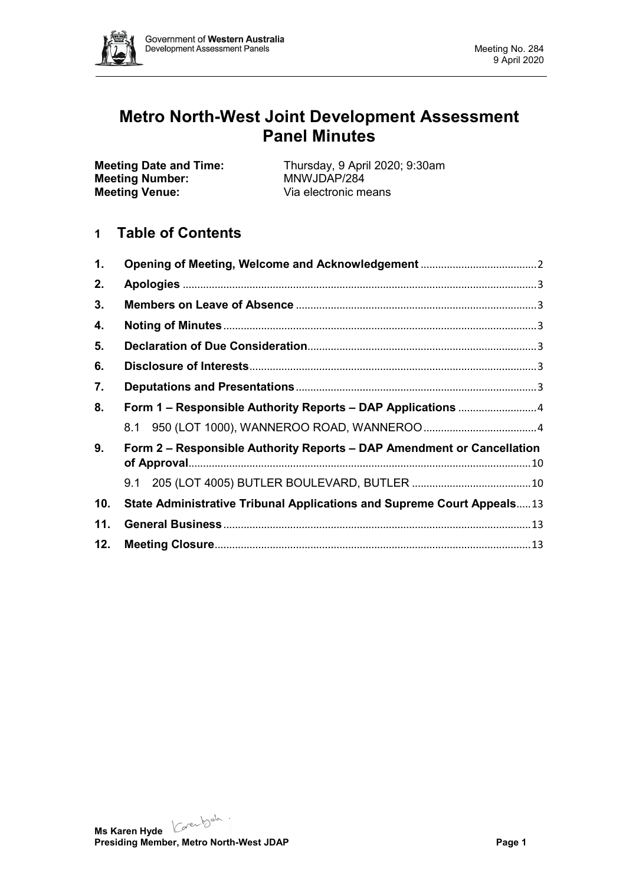# Metro North-West Joint Development Assessment Panel Minutes

**Meeting Date and Time:** Thursday, 9 April 2020; 9:30am
**Meeting Number:** MNWJDAP/284
**Meeting Venue:** Via electronic means

## 1 Table of Contents

| | | |
|---|---|---|
| **1.** | **Opening of Meeting, Welcome and Acknowledgement** | 2 |
| **2.** | **Apologies** | 3 |
| **3.** | **Members on Leave of Absence** | 3 |
| **4.** | **Noting of Minutes** | 3 |
| **5.** | **Declaration of Due Consideration** | 3 |
| **6.** | **Disclosure of Interests** | 3 |
| **7.** | **Deputations and Presentations** | 3 |
| **8.** | **Form 1 – Responsible Authority Reports – DAP Applications** | 4 |
| | 8.1 950 (LOT 1000), WANNEROO ROAD, WANNEROO | 4 |
| **9.** | **Form 2 – Responsible Authority Reports – DAP Amendment or Cancellation of Approval** | 10 |
| | 9.1 205 (LOT 4005) BUTLER BOULEVARD, BUTLER | 10 |
| **10.** | **State Administrative Tribunal Applications and Supreme Court Appeals** | 13 |
| **11.** | **General Business** | 13 |
| **12.** | **Meeting Closure** | 13 |

**Ms Karen Hyde**
**Presiding Member, Metro North-West JDAP**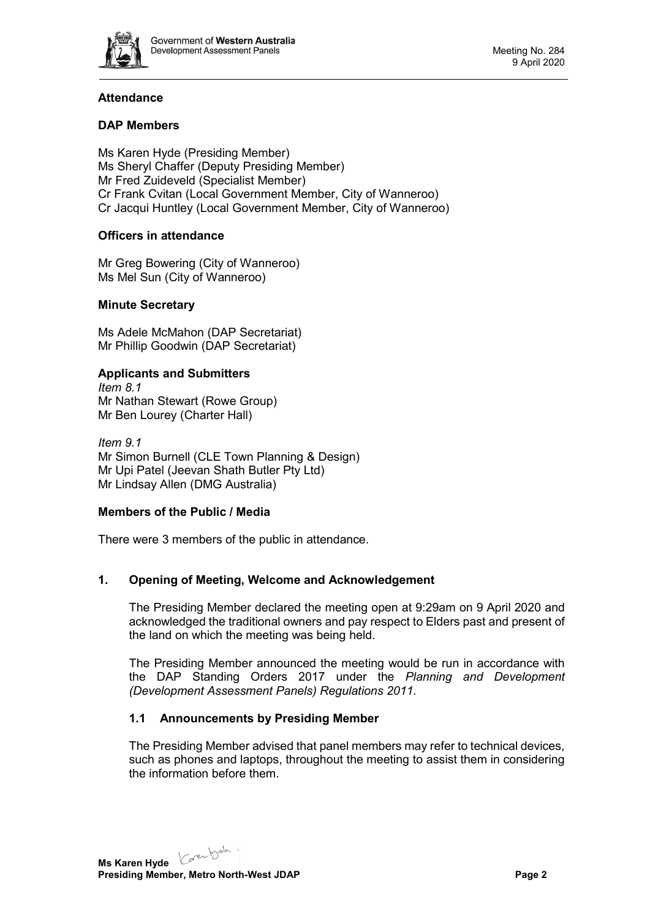## Attendance

### DAP Members

Ms Karen Hyde (Presiding Member)
Ms Sheryl Chaffer (Deputy Presiding Member)
Mr Fred Zuideveld (Specialist Member)
Cr Frank Cvitan (Local Government Member, City of Wanneroo)
Cr Jacqui Huntley (Local Government Member, City of Wanneroo)

### Officers in attendance

Mr Greg Bowering (City of Wanneroo)
Ms Mel Sun (City of Wanneroo)

### Minute Secretary

Ms Adele McMahon (DAP Secretariat)
Mr Phillip Goodwin (DAP Secretariat)

### Applicants and Submitters

*Item 8.1*
Mr Nathan Stewart (Rowe Group)
Mr Ben Lourey (Charter Hall)

*Item 9.1*
Mr Simon Burnell (CLE Town Planning & Design)
Mr Upi Patel (Jeevan Shath Butler Pty Ltd)
Mr Lindsay Allen (DMG Australia)

### Members of the Public / Media

There were 3 members of the public in attendance.

## 1. Opening of Meeting, Welcome and Acknowledgement

The Presiding Member declared the meeting open at 9:29am on 9 April 2020 and acknowledged the traditional owners and pay respect to Elders past and present of the land on which the meeting was being held.

The Presiding Member announced the meeting would be run in accordance with the DAP Standing Orders 2017 under the *Planning and Development (Development Assessment Panels) Regulations 2011.*

### 1.1 Announcements by Presiding Member

The Presiding Member advised that panel members may refer to technical devices, such as phones and laptops, throughout the meeting to assist them in considering the information before them.

**Ms Karen Hyde**
**Presiding Member, Metro North-West JDAP**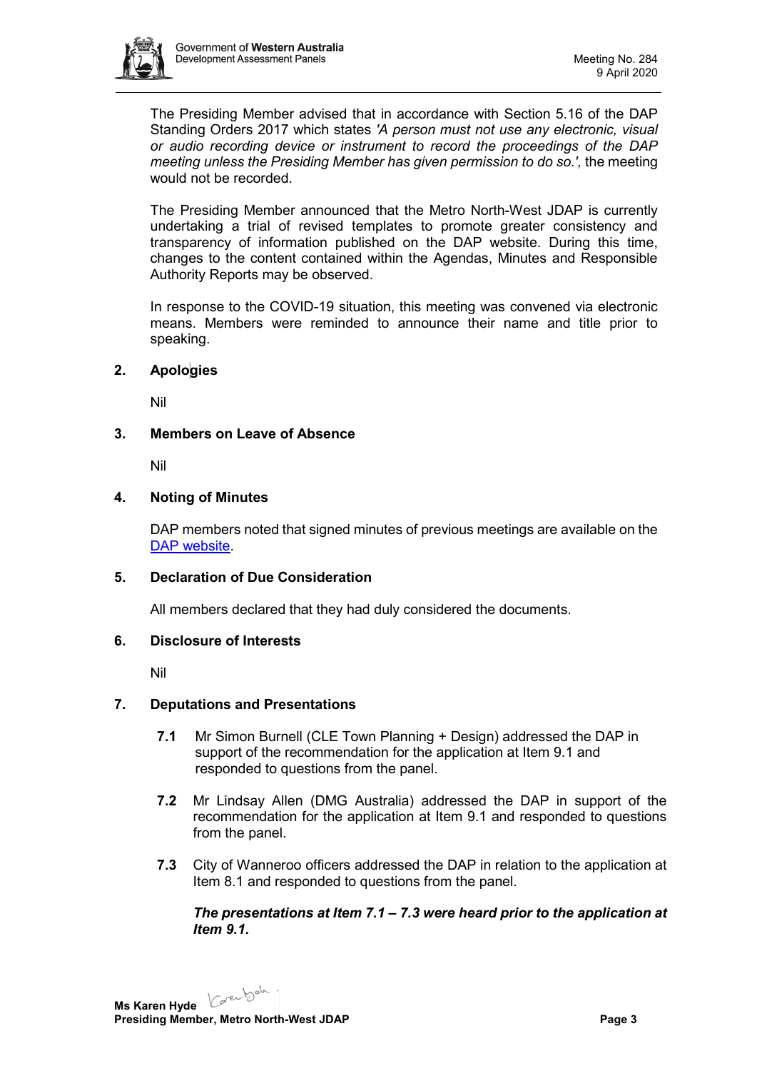The Presiding Member advised that in accordance with Section 5.16 of the DAP Standing Orders 2017 which states *'A person must not use any electronic, visual or audio recording device or instrument to record the proceedings of the DAP meeting unless the Presiding Member has given permission to do so.',* the meeting would not be recorded.

The Presiding Member announced that the Metro North-West JDAP is currently undertaking a trial of revised templates to promote greater consistency and transparency of information published on the DAP website. During this time, changes to the content contained within the Agendas, Minutes and Responsible Authority Reports may be observed.

In response to the COVID-19 situation, this meeting was convened via electronic means. Members were reminded to announce their name and title prior to speaking.

## 2. Apologies

Nil

## 3. Members on Leave of Absence

Nil

## 4. Noting of Minutes

DAP members noted that signed minutes of previous meetings are available on the [DAP website](DAP website).

## 5. Declaration of Due Consideration

All members declared that they had duly considered the documents.

## 6. Disclosure of Interests

Nil

## 7. Deputations and Presentations

**7.1** Mr Simon Burnell (CLE Town Planning + Design) addressed the DAP in support of the recommendation for the application at Item 9.1 and responded to questions from the panel.

**7.2** Mr Lindsay Allen (DMG Australia) addressed the DAP in support of the recommendation for the application at Item 9.1 and responded to questions from the panel.

**7.3** City of Wanneroo officers addressed the DAP in relation to the application at Item 8.1 and responded to questions from the panel.

***The presentations at Item 7.1 – 7.3 were heard prior to the application at Item 9.1.***

**Ms Karen Hyde**
**Presiding Member, Metro North-West JDAP**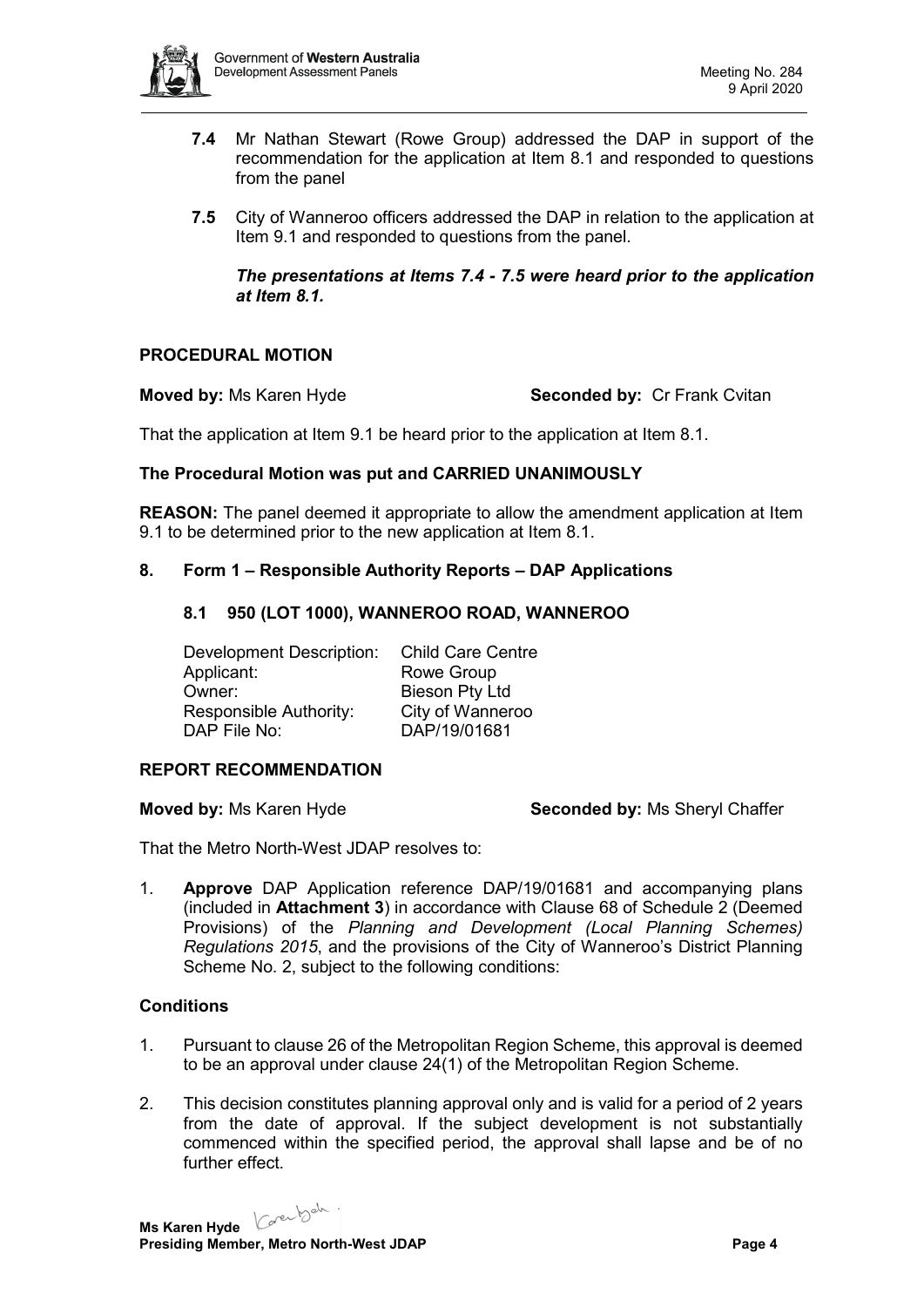**7.4** Mr Nathan Stewart (Rowe Group) addressed the DAP in support of the recommendation for the application at Item 8.1 and responded to questions from the panel

**7.5** City of Wanneroo officers addressed the DAP in relation to the application at Item 9.1 and responded to questions from the panel.

***The presentations at Items 7.4 - 7.5 were heard prior to the application at Item 8.1.***

**PROCEDURAL MOTION**

**Moved by:** Ms Karen Hyde **Seconded by:** Cr Frank Cvitan

That the application at Item 9.1 be heard prior to the application at Item 8.1.

**The Procedural Motion was put and CARRIED UNANIMOUSLY**

**REASON:** The panel deemed it appropriate to allow the amendment application at Item 9.1 to be determined prior to the new application at Item 8.1.

## 8. Form 1 – Responsible Authority Reports – DAP Applications

### 8.1 950 (LOT 1000), WANNEROO ROAD, WANNEROO

| | |
|---|---|
| Development Description: | Child Care Centre |
| Applicant: | Rowe Group |
| Owner: | Bieson Pty Ltd |
| Responsible Authority: | City of Wanneroo |
| DAP File No: | DAP/19/01681 |

**REPORT RECOMMENDATION**

**Moved by:** Ms Karen Hyde **Seconded by:** Ms Sheryl Chaffer

That the Metro North-West JDAP resolves to:

1. **Approve** DAP Application reference DAP/19/01681 and accompanying plans (included in **Attachment 3**) in accordance with Clause 68 of Schedule 2 (Deemed Provisions) of the *Planning and Development (Local Planning Schemes) Regulations 2015*, and the provisions of the City of Wanneroo's District Planning Scheme No. 2, subject to the following conditions:

**Conditions**

1. Pursuant to clause 26 of the Metropolitan Region Scheme, this approval is deemed to be an approval under clause 24(1) of the Metropolitan Region Scheme.

2. This decision constitutes planning approval only and is valid for a period of 2 years from the date of approval. If the subject development is not substantially commenced within the specified period, the approval shall lapse and be of no further effect.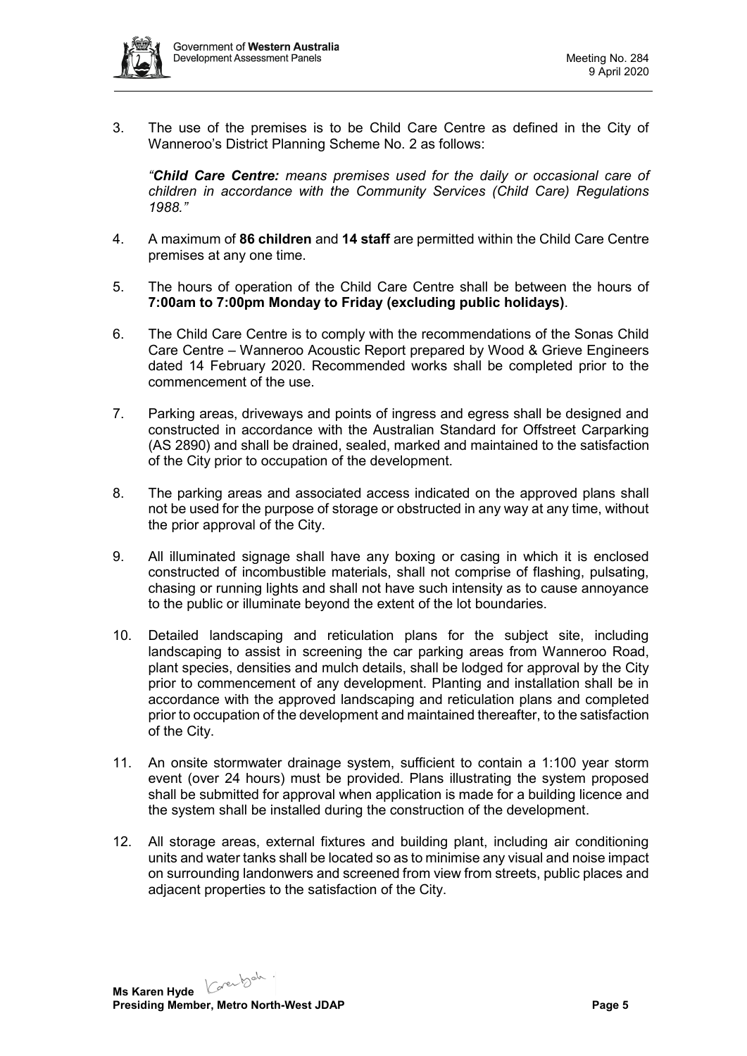3. The use of the premises is to be Child Care Centre as defined in the City of Wanneroo's District Planning Scheme No. 2 as follows:

   *"**Child Care Centre:** means premises used for the daily or occasional care of children in accordance with the Community Services (Child Care) Regulations 1988."*

4. A maximum of **86 children** and **14 staff** are permitted within the Child Care Centre premises at any one time.

5. The hours of operation of the Child Care Centre shall be between the hours of **7:00am to 7:00pm Monday to Friday (excluding public holidays)**.

6. The Child Care Centre is to comply with the recommendations of the Sonas Child Care Centre – Wanneroo Acoustic Report prepared by Wood & Grieve Engineers dated 14 February 2020. Recommended works shall be completed prior to the commencement of the use.

7. Parking areas, driveways and points of ingress and egress shall be designed and constructed in accordance with the Australian Standard for Offstreet Carparking (AS 2890) and shall be drained, sealed, marked and maintained to the satisfaction of the City prior to occupation of the development.

8. The parking areas and associated access indicated on the approved plans shall not be used for the purpose of storage or obstructed in any way at any time, without the prior approval of the City.

9. All illuminated signage shall have any boxing or casing in which it is enclosed constructed of incombustible materials, shall not comprise of flashing, pulsating, chasing or running lights and shall not have such intensity as to cause annoyance to the public or illuminate beyond the extent of the lot boundaries.

10. Detailed landscaping and reticulation plans for the subject site, including landscaping to assist in screening the car parking areas from Wanneroo Road, plant species, densities and mulch details, shall be lodged for approval by the City prior to commencement of any development. Planting and installation shall be in accordance with the approved landscaping and reticulation plans and completed prior to occupation of the development and maintained thereafter, to the satisfaction of the City.

11. An onsite stormwater drainage system, sufficient to contain a 1:100 year storm event (over 24 hours) must be provided. Plans illustrating the system proposed shall be submitted for approval when application is made for a building licence and the system shall be installed during the construction of the development.

12. All storage areas, external fixtures and building plant, including air conditioning units and water tanks shall be located so as to minimise any visual and noise impact on surrounding landonwers and screened from view from streets, public places and adjacent properties to the satisfaction of the City.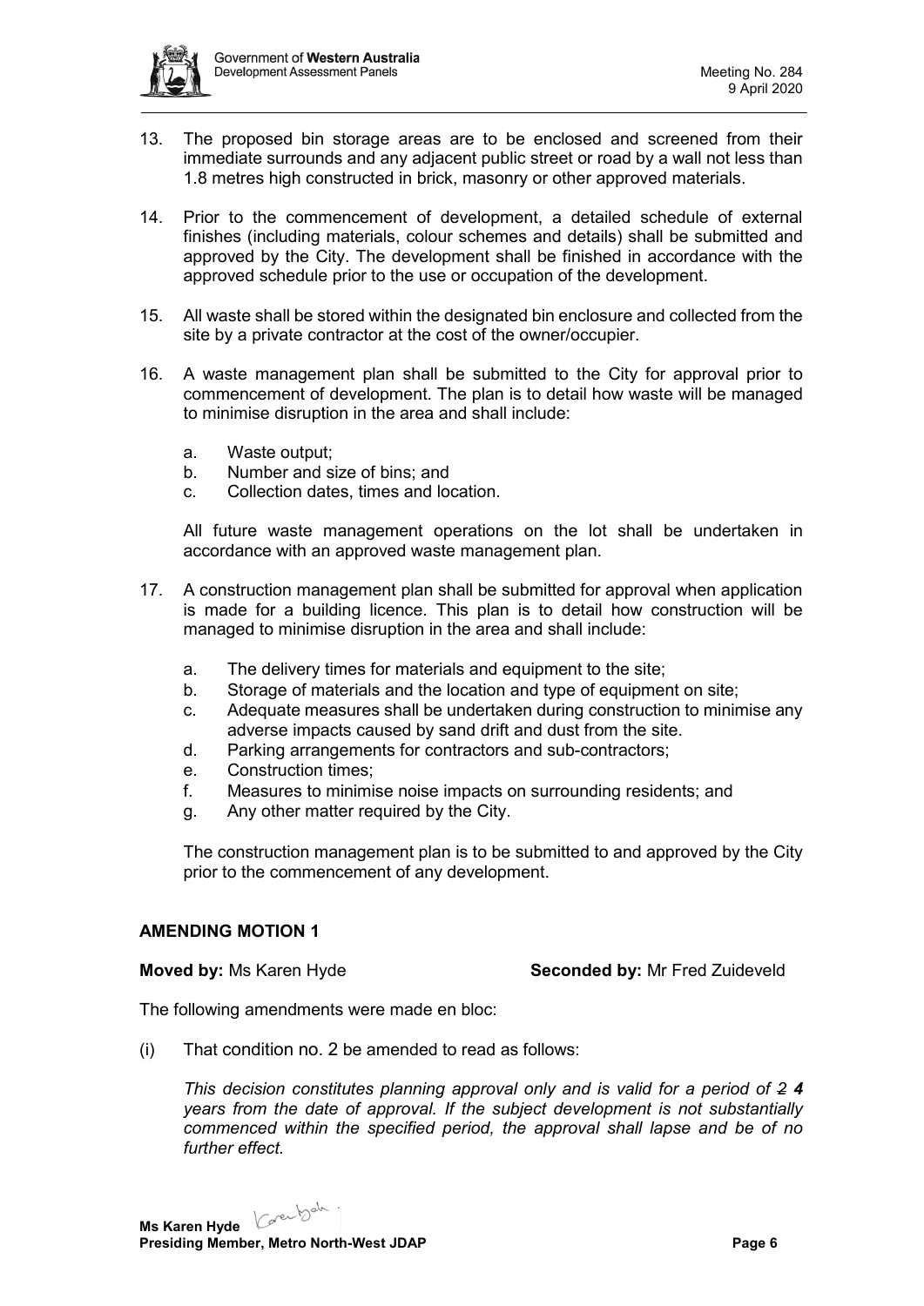13. The proposed bin storage areas are to be enclosed and screened from their immediate surrounds and any adjacent public street or road by a wall not less than 1.8 metres high constructed in brick, masonry or other approved materials.

14. Prior to the commencement of development, a detailed schedule of external finishes (including materials, colour schemes and details) shall be submitted and approved by the City. The development shall be finished in accordance with the approved schedule prior to the use or occupation of the development.

15. All waste shall be stored within the designated bin enclosure and collected from the site by a private contractor at the cost of the owner/occupier.

16. A waste management plan shall be submitted to the City for approval prior to commencement of development. The plan is to detail how waste will be managed to minimise disruption in the area and shall include:

    a. Waste output;
    b. Number and size of bins; and
    c. Collection dates, times and location.

    All future waste management operations on the lot shall be undertaken in accordance with an approved waste management plan.

17. A construction management plan shall be submitted for approval when application is made for a building licence. This plan is to detail how construction will be managed to minimise disruption in the area and shall include:

    a. The delivery times for materials and equipment to the site;
    b. Storage of materials and the location and type of equipment on site;
    c. Adequate measures shall be undertaken during construction to minimise any adverse impacts caused by sand drift and dust from the site.
    d. Parking arrangements for contractors and sub-contractors;
    e. Construction times;
    f. Measures to minimise noise impacts on surrounding residents; and
    g. Any other matter required by the City.

    The construction management plan is to be submitted to and approved by the City prior to the commencement of any development.

**AMENDING MOTION 1**

**Moved by:** Ms Karen Hyde **Seconded by:** Mr Fred Zuideveld

The following amendments were made en bloc:

(i) That condition no. 2 be amended to read as follows:

    *This decision constitutes planning approval only and is valid for a period of ~~2~~ **4** years from the date of approval. If the subject development is not substantially commenced within the specified period, the approval shall lapse and be of no further effect.*

**Ms Karen Hyde**
**Presiding Member, Metro North-West JDAP**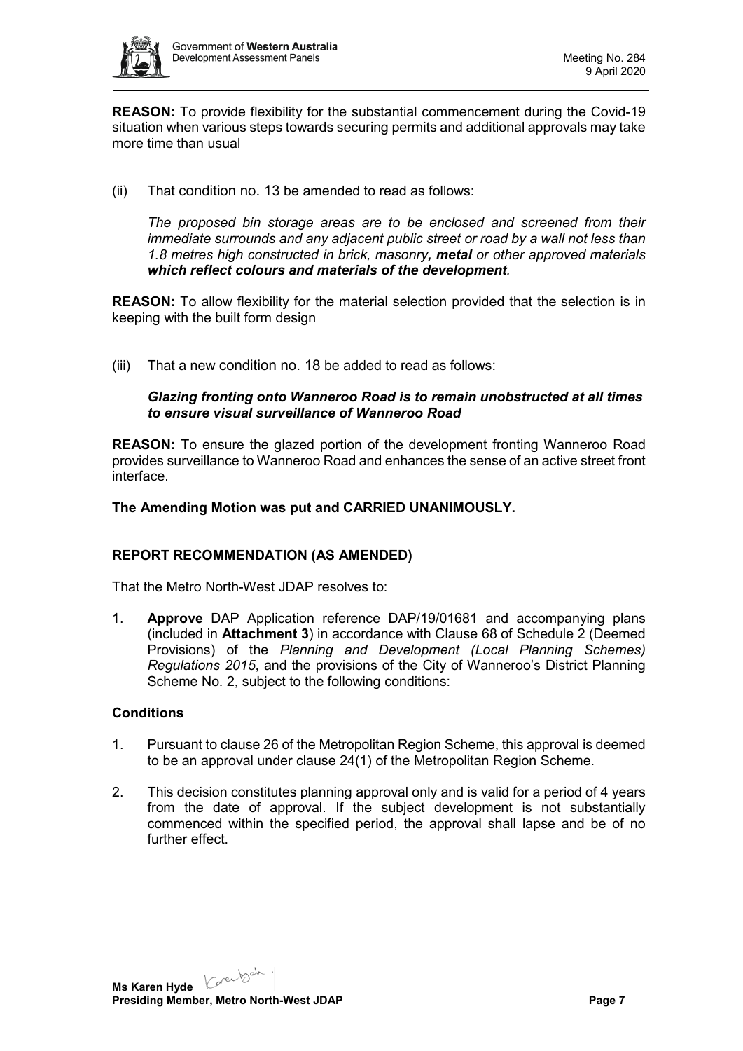**REASON:** To provide flexibility for the substantial commencement during the Covid-19 situation when various steps towards securing permits and additional approvals may take more time than usual

(ii) That condition no. 13 be amended to read as follows:

*The proposed bin storage areas are to be enclosed and screened from their immediate surrounds and any adjacent public street or road by a wall not less than 1.8 metres high constructed in brick, masonry**, metal** or other approved materials **which reflect colours and materials of the development**.*

**REASON:** To allow flexibility for the material selection provided that the selection is in keeping with the built form design

(iii) That a new condition no. 18 be added to read as follows:

***Glazing fronting onto Wanneroo Road is to remain unobstructed at all times to ensure visual surveillance of Wanneroo Road***

**REASON:** To ensure the glazed portion of the development fronting Wanneroo Road provides surveillance to Wanneroo Road and enhances the sense of an active street front interface.

**The Amending Motion was put and CARRIED UNANIMOUSLY.**

**REPORT RECOMMENDATION (AS AMENDED)**

That the Metro North-West JDAP resolves to:

1. **Approve** DAP Application reference DAP/19/01681 and accompanying plans (included in **Attachment 3**) in accordance with Clause 68 of Schedule 2 (Deemed Provisions) of the *Planning and Development (Local Planning Schemes) Regulations 2015*, and the provisions of the City of Wanneroo's District Planning Scheme No. 2, subject to the following conditions:

**Conditions**

1. Pursuant to clause 26 of the Metropolitan Region Scheme, this approval is deemed to be an approval under clause 24(1) of the Metropolitan Region Scheme.

2. This decision constitutes planning approval only and is valid for a period of 4 years from the date of approval. If the subject development is not substantially commenced within the specified period, the approval shall lapse and be of no further effect.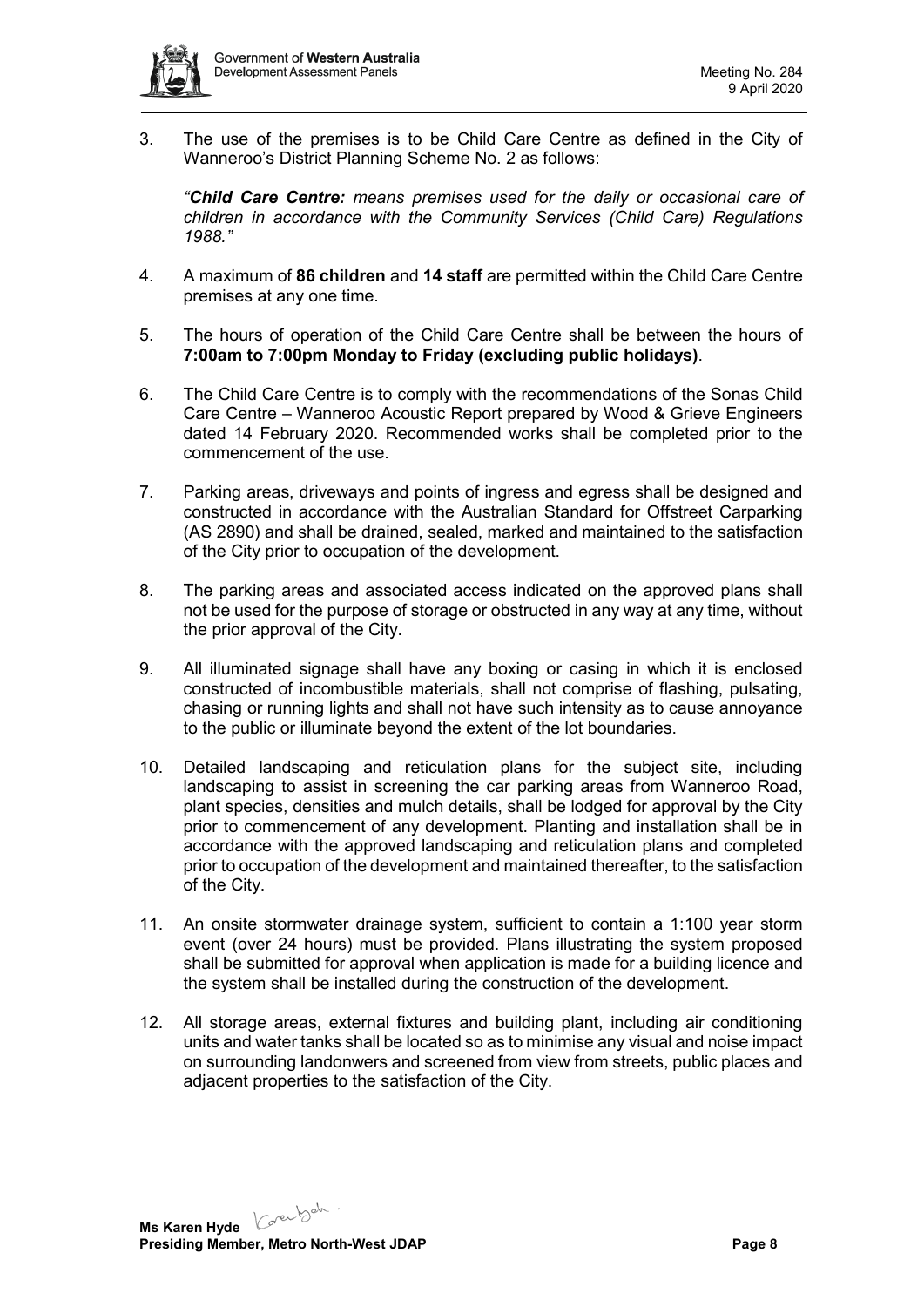3. The use of the premises is to be Child Care Centre as defined in the City of Wanneroo's District Planning Scheme No. 2 as follows:

   *"**Child Care Centre:** means premises used for the daily or occasional care of children in accordance with the Community Services (Child Care) Regulations 1988."*

4. A maximum of **86 children** and **14 staff** are permitted within the Child Care Centre premises at any one time.

5. The hours of operation of the Child Care Centre shall be between the hours of **7:00am to 7:00pm Monday to Friday (excluding public holidays)**.

6. The Child Care Centre is to comply with the recommendations of the Sonas Child Care Centre – Wanneroo Acoustic Report prepared by Wood & Grieve Engineers dated 14 February 2020. Recommended works shall be completed prior to the commencement of the use.

7. Parking areas, driveways and points of ingress and egress shall be designed and constructed in accordance with the Australian Standard for Offstreet Carparking (AS 2890) and shall be drained, sealed, marked and maintained to the satisfaction of the City prior to occupation of the development.

8. The parking areas and associated access indicated on the approved plans shall not be used for the purpose of storage or obstructed in any way at any time, without the prior approval of the City.

9. All illuminated signage shall have any boxing or casing in which it is enclosed constructed of incombustible materials, shall not comprise of flashing, pulsating, chasing or running lights and shall not have such intensity as to cause annoyance to the public or illuminate beyond the extent of the lot boundaries.

10. Detailed landscaping and reticulation plans for the subject site, including landscaping to assist in screening the car parking areas from Wanneroo Road, plant species, densities and mulch details, shall be lodged for approval by the City prior to commencement of any development. Planting and installation shall be in accordance with the approved landscaping and reticulation plans and completed prior to occupation of the development and maintained thereafter, to the satisfaction of the City.

11. An onsite stormwater drainage system, sufficient to contain a 1:100 year storm event (over 24 hours) must be provided. Plans illustrating the system proposed shall be submitted for approval when application is made for a building licence and the system shall be installed during the construction of the development.

12. All storage areas, external fixtures and building plant, including air conditioning units and water tanks shall be located so as to minimise any visual and noise impact on surrounding landonwers and screened from view from streets, public places and adjacent properties to the satisfaction of the City.

**Ms Karen Hyde**
**Presiding Member, Metro North-West JDAP**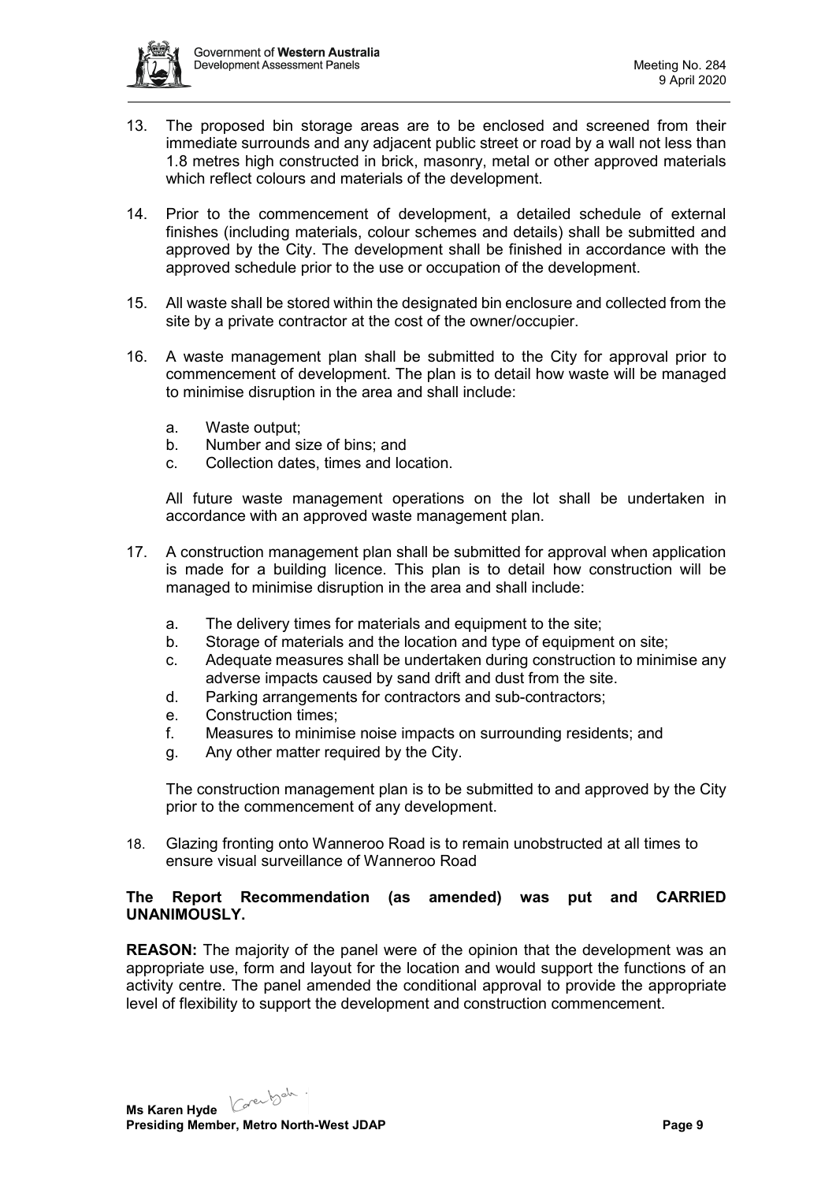13. The proposed bin storage areas are to be enclosed and screened from their immediate surrounds and any adjacent public street or road by a wall not less than 1.8 metres high constructed in brick, masonry, metal or other approved materials which reflect colours and materials of the development.

14. Prior to the commencement of development, a detailed schedule of external finishes (including materials, colour schemes and details) shall be submitted and approved by the City. The development shall be finished in accordance with the approved schedule prior to the use or occupation of the development.

15. All waste shall be stored within the designated bin enclosure and collected from the site by a private contractor at the cost of the owner/occupier.

16. A waste management plan shall be submitted to the City for approval prior to commencement of development. The plan is to detail how waste will be managed to minimise disruption in the area and shall include:

    a. Waste output;
    b. Number and size of bins; and
    c. Collection dates, times and location.

    All future waste management operations on the lot shall be undertaken in accordance with an approved waste management plan.

17. A construction management plan shall be submitted for approval when application is made for a building licence. This plan is to detail how construction will be managed to minimise disruption in the area and shall include:

    a. The delivery times for materials and equipment to the site;
    b. Storage of materials and the location and type of equipment on site;
    c. Adequate measures shall be undertaken during construction to minimise any adverse impacts caused by sand drift and dust from the site.
    d. Parking arrangements for contractors and sub-contractors;
    e. Construction times;
    f. Measures to minimise noise impacts on surrounding residents; and
    g. Any other matter required by the City.

    The construction management plan is to be submitted to and approved by the City prior to the commencement of any development.

18. Glazing fronting onto Wanneroo Road is to remain unobstructed at all times to ensure visual surveillance of Wanneroo Road

**The Report Recommendation (as amended) was put and CARRIED UNANIMOUSLY.**

**REASON:** The majority of the panel were of the opinion that the development was an appropriate use, form and layout for the location and would support the functions of an activity centre. The panel amended the conditional approval to provide the appropriate level of flexibility to support the development and construction commencement.

**Ms Karen Hyde**
**Presiding Member, Metro North-West JDAP**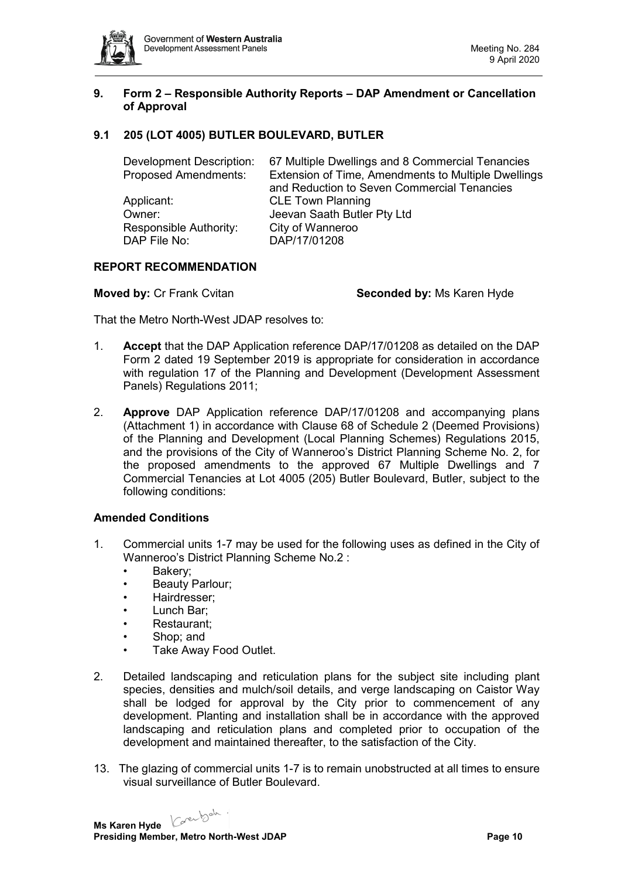## 9. Form 2 – Responsible Authority Reports – DAP Amendment or Cancellation of Approval

### 9.1 205 (LOT 4005) BUTLER BOULEVARD, BUTLER

| | |
|---|---|
| Development Description: | 67 Multiple Dwellings and 8 Commercial Tenancies |
| Proposed Amendments: | Extension of Time, Amendments to Multiple Dwellings and Reduction to Seven Commercial Tenancies |
| Applicant: | CLE Town Planning |
| Owner: | Jeevan Saath Butler Pty Ltd |
| Responsible Authority: | City of Wanneroo |
| DAP File No: | DAP/17/01208 |

**REPORT RECOMMENDATION**

**Moved by:** Cr Frank Cvitan **Seconded by:** Ms Karen Hyde

That the Metro North-West JDAP resolves to:

1. **Accept** that the DAP Application reference DAP/17/01208 as detailed on the DAP Form 2 dated 19 September 2019 is appropriate for consideration in accordance with regulation 17 of the Planning and Development (Development Assessment Panels) Regulations 2011;

2. **Approve** DAP Application reference DAP/17/01208 and accompanying plans (Attachment 1) in accordance with Clause 68 of Schedule 2 (Deemed Provisions) of the Planning and Development (Local Planning Schemes) Regulations 2015, and the provisions of the City of Wanneroo's District Planning Scheme No. 2, for the proposed amendments to the approved 67 Multiple Dwellings and 7 Commercial Tenancies at Lot 4005 (205) Butler Boulevard, Butler, subject to the following conditions:

**Amended Conditions**

1. Commercial units 1-7 may be used for the following uses as defined in the City of Wanneroo's District Planning Scheme No.2 :
   - Bakery;
   - Beauty Parlour;
   - Hairdresser;
   - Lunch Bar;
   - Restaurant;
   - Shop; and
   - Take Away Food Outlet.

2. Detailed landscaping and reticulation plans for the subject site including plant species, densities and mulch/soil details, and verge landscaping on Caistor Way shall be lodged for approval by the City prior to commencement of any development. Planting and installation shall be in accordance with the approved landscaping and reticulation plans and completed prior to occupation of the development and maintained thereafter, to the satisfaction of the City.

13. The glazing of commercial units 1-7 is to remain unobstructed at all times to ensure visual surveillance of Butler Boulevard.

**Ms Karen Hyde**
**Presiding Member, Metro North-West JDAP**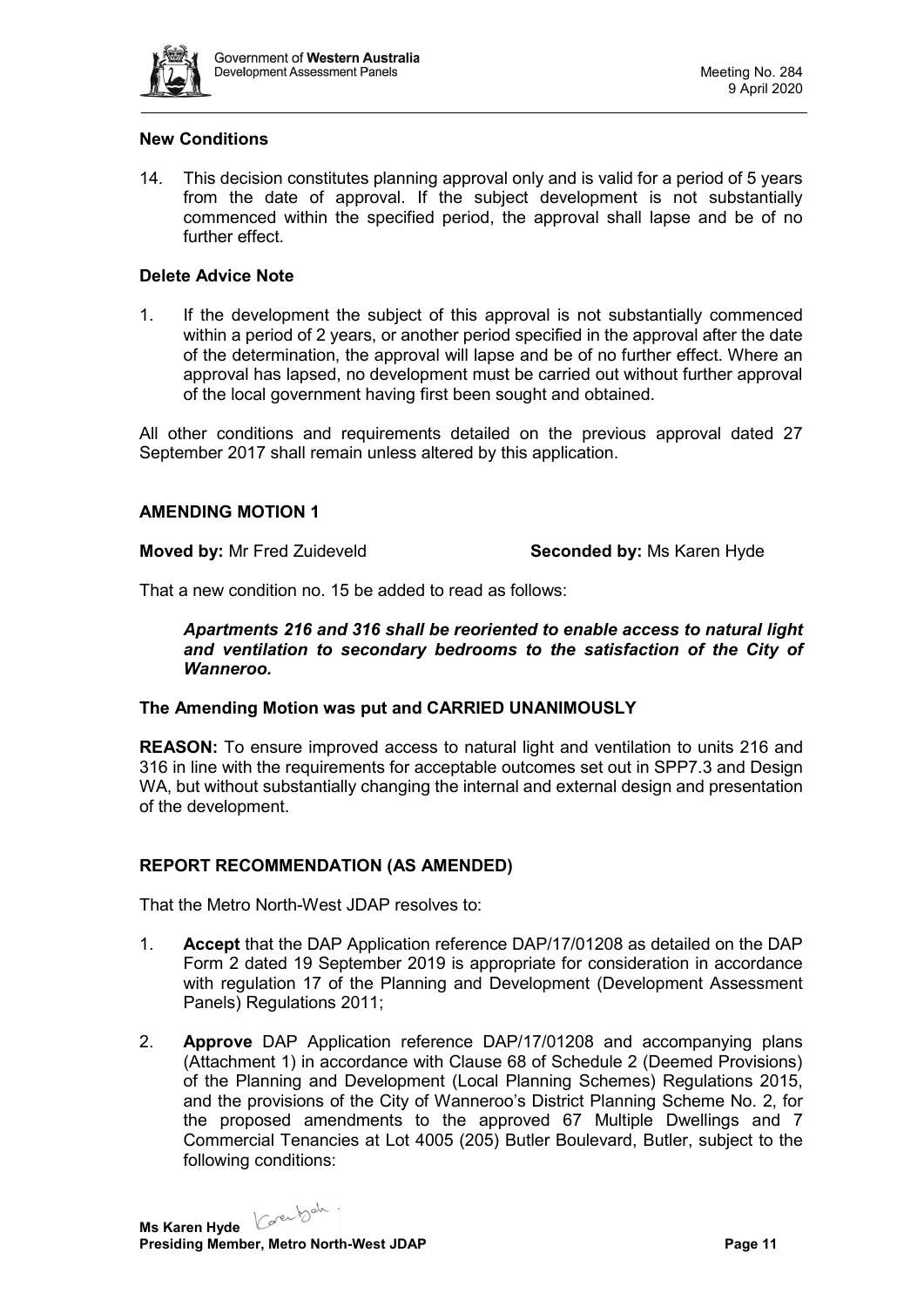**New Conditions**

14. This decision constitutes planning approval only and is valid for a period of 5 years from the date of approval. If the subject development is not substantially commenced within the specified period, the approval shall lapse and be of no further effect.

**Delete Advice Note**

1. If the development the subject of this approval is not substantially commenced within a period of 2 years, or another period specified in the approval after the date of the determination, the approval will lapse and be of no further effect. Where an approval has lapsed, no development must be carried out without further approval of the local government having first been sought and obtained.

All other conditions and requirements detailed on the previous approval dated 27 September 2017 shall remain unless altered by this application.

**AMENDING MOTION 1**

**Moved by:** Mr Fred Zuideveld **Seconded by:** Ms Karen Hyde

That a new condition no. 15 be added to read as follows:

> ***Apartments 216 and 316 shall be reoriented to enable access to natural light and ventilation to secondary bedrooms to the satisfaction of the City of Wanneroo.***

**The Amending Motion was put and CARRIED UNANIMOUSLY**

**REASON:** To ensure improved access to natural light and ventilation to units 216 and 316 in line with the requirements for acceptable outcomes set out in SPP7.3 and Design WA, but without substantially changing the internal and external design and presentation of the development.

**REPORT RECOMMENDATION (AS AMENDED)**

That the Metro North-West JDAP resolves to:

1. **Accept** that the DAP Application reference DAP/17/01208 as detailed on the DAP Form 2 dated 19 September 2019 is appropriate for consideration in accordance with regulation 17 of the Planning and Development (Development Assessment Panels) Regulations 2011;

2. **Approve** DAP Application reference DAP/17/01208 and accompanying plans (Attachment 1) in accordance with Clause 68 of Schedule 2 (Deemed Provisions) of the Planning and Development (Local Planning Schemes) Regulations 2015, and the provisions of the City of Wanneroo's District Planning Scheme No. 2, for the proposed amendments to the approved 67 Multiple Dwellings and 7 Commercial Tenancies at Lot 4005 (205) Butler Boulevard, Butler, subject to the following conditions: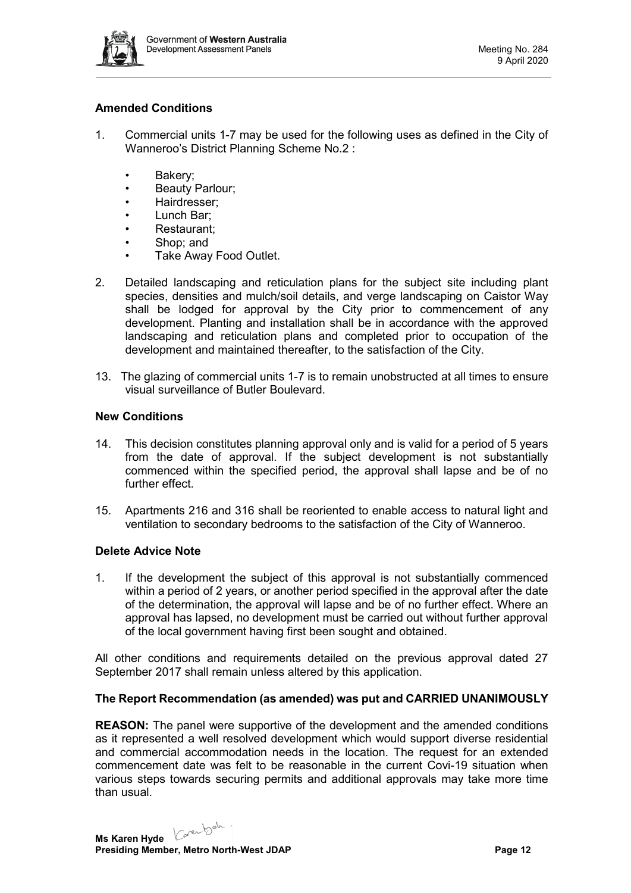**Amended Conditions**

1. Commercial units 1-7 may be used for the following uses as defined in the City of Wanneroo's District Planning Scheme No.2 :

   - Bakery;
   - Beauty Parlour;
   - Hairdresser;
   - Lunch Bar;
   - Restaurant;
   - Shop; and
   - Take Away Food Outlet.

2. Detailed landscaping and reticulation plans for the subject site including plant species, densities and mulch/soil details, and verge landscaping on Caistor Way shall be lodged for approval by the City prior to commencement of any development. Planting and installation shall be in accordance with the approved landscaping and reticulation plans and completed prior to occupation of the development and maintained thereafter, to the satisfaction of the City.

13. The glazing of commercial units 1-7 is to remain unobstructed at all times to ensure visual surveillance of Butler Boulevard.

**New Conditions**

14. This decision constitutes planning approval only and is valid for a period of 5 years from the date of approval. If the subject development is not substantially commenced within the specified period, the approval shall lapse and be of no further effect.

15. Apartments 216 and 316 shall be reoriented to enable access to natural light and ventilation to secondary bedrooms to the satisfaction of the City of Wanneroo.

**Delete Advice Note**

1. If the development the subject of this approval is not substantially commenced within a period of 2 years, or another period specified in the approval after the date of the determination, the approval will lapse and be of no further effect. Where an approval has lapsed, no development must be carried out without further approval of the local government having first been sought and obtained.

All other conditions and requirements detailed on the previous approval dated 27 September 2017 shall remain unless altered by this application.

**The Report Recommendation (as amended) was put and CARRIED UNANIMOUSLY**

**REASON:** The panel were supportive of the development and the amended conditions as it represented a well resolved development which would support diverse residential and commercial accommodation needs in the location. The request for an extended commencement date was felt to be reasonable in the current Covi-19 situation when various steps towards securing permits and additional approvals may take more time than usual.

**Ms Karen Hyde**
**Presiding Member, Metro North-West JDAP**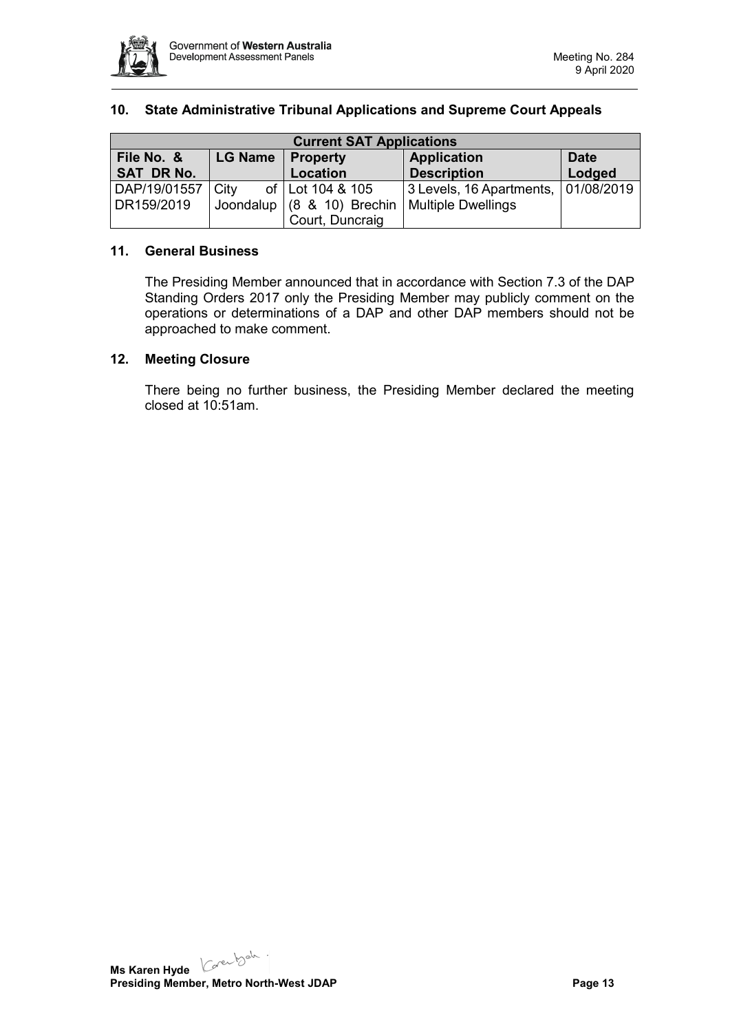## 10. State Administrative Tribunal Applications and Supreme Court Appeals

| Current SAT Applications | | | | |
|---|---|---|---|---|
| **File No. & SAT DR No.** | **LG Name** | **Property Location** | **Application Description** | **Date Lodged** |
| DAP/19/01557 DR159/2019 | City of Joondalup | Lot 104 & 105 (8 & 10) Brechin Court, Duncraig | 3 Levels, 16 Apartments, Multiple Dwellings | 01/08/2019 |

## 11. General Business

The Presiding Member announced that in accordance with Section 7.3 of the DAP Standing Orders 2017 only the Presiding Member may publicly comment on the operations or determinations of a DAP and other DAP members should not be approached to make comment.

## 12. Meeting Closure

There being no further business, the Presiding Member declared the meeting closed at 10:51am.

**Ms Karen Hyde**
**Presiding Member, Metro North-West JDAP**